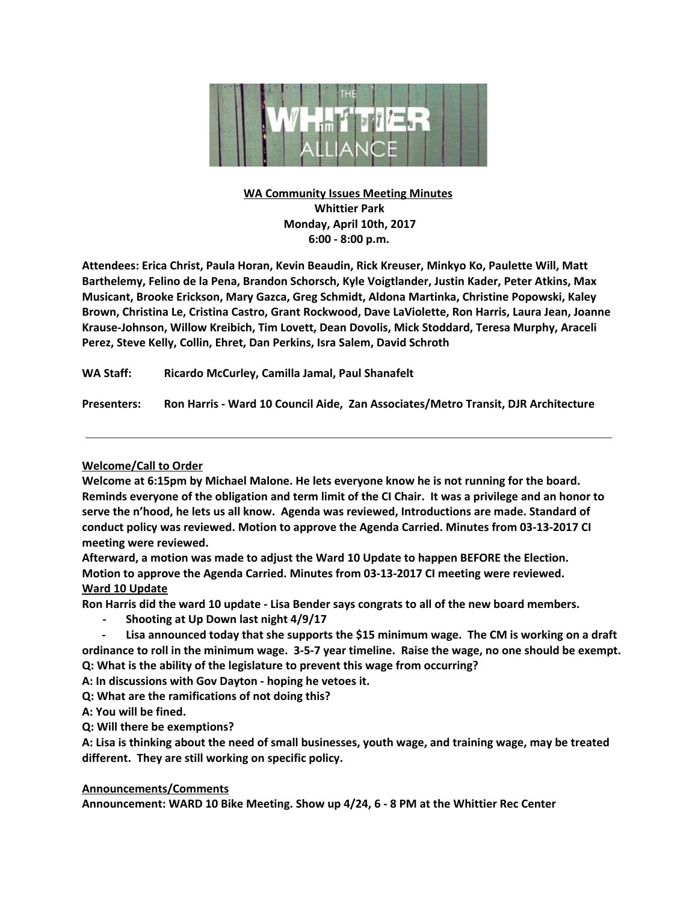**WA Community Issues Meeting Minutes**
**Whittier Park**
**Monday, April 10th, 2017**
**6:00 - 8:00 p.m.**

**Attendees: Erica Christ, Paula Horan, Kevin Beaudin, Rick Kreuser, Minkyo Ko, Paulette Will, Matt Barthelemy, Felino de la Pena, Brandon Schorsch, Kyle Voigtlander, Justin Kader, Peter Atkins, Max Musicant, Brooke Erickson, Mary Gazca, Greg Schmidt, Aldona Martinka, Christine Popowski, Kaley Brown, Christina Le, Cristina Castro, Grant Rockwood, Dave LaViolette, Ron Harris, Laura Jean, Joanne Krause-Johnson, Willow Kreibich, Tim Lovett, Dean Dovolis, Mick Stoddard, Teresa Murphy, Araceli Perez, Steve Kelly, Collin, Ehret, Dan Perkins, Isra Salem, David Schroth**

**WA Staff:** Ricardo McCurley, Camilla Jamal, Paul Shanafelt

**Presenters:** Ron Harris - Ward 10 Council Aide, Zan Associates/Metro Transit, DJR Architecture

---

## Welcome/Call to Order

**Welcome at 6:15pm by Michael Malone. He lets everyone know he is not running for the board. Reminds everyone of the obligation and term limit of the CI Chair. It was a privilege and an honor to serve the n'hood, he lets us all know. Agenda was reviewed, Introductions are made. Standard of conduct policy was reviewed. Motion to approve the Agenda Carried. Minutes from 03-13-2017 CI meeting were reviewed.**

**Afterward, a motion was made to adjust the Ward 10 Update to happen BEFORE the Election. Motion to approve the Agenda Carried. Minutes from 03-13-2017 CI meeting were reviewed.**

## Ward 10 Update

**Ron Harris did the ward 10 update - Lisa Bender says congrats to all of the new board members.**

- **Shooting at Up Down last night 4/9/17**
- **Lisa announced today that she supports the $15 minimum wage. The CM is working on a draft ordinance to roll in the minimum wage. 3-5-7 year timeline. Raise the wage, no one should be exempt.**

**Q: What is the ability of the legislature to prevent this wage from occurring?**

**A: In discussions with Gov Dayton - hoping he vetoes it.**

**Q: What are the ramifications of not doing this?**

**A: You will be fined.**

**Q: Will there be exemptions?**

**A: Lisa is thinking about the need of small businesses, youth wage, and training wage, may be treated different. They are still working on specific policy.**

## Announcements/Comments

**Announcement: WARD 10 Bike Meeting. Show up 4/24, 6 - 8 PM at the Whittier Rec Center**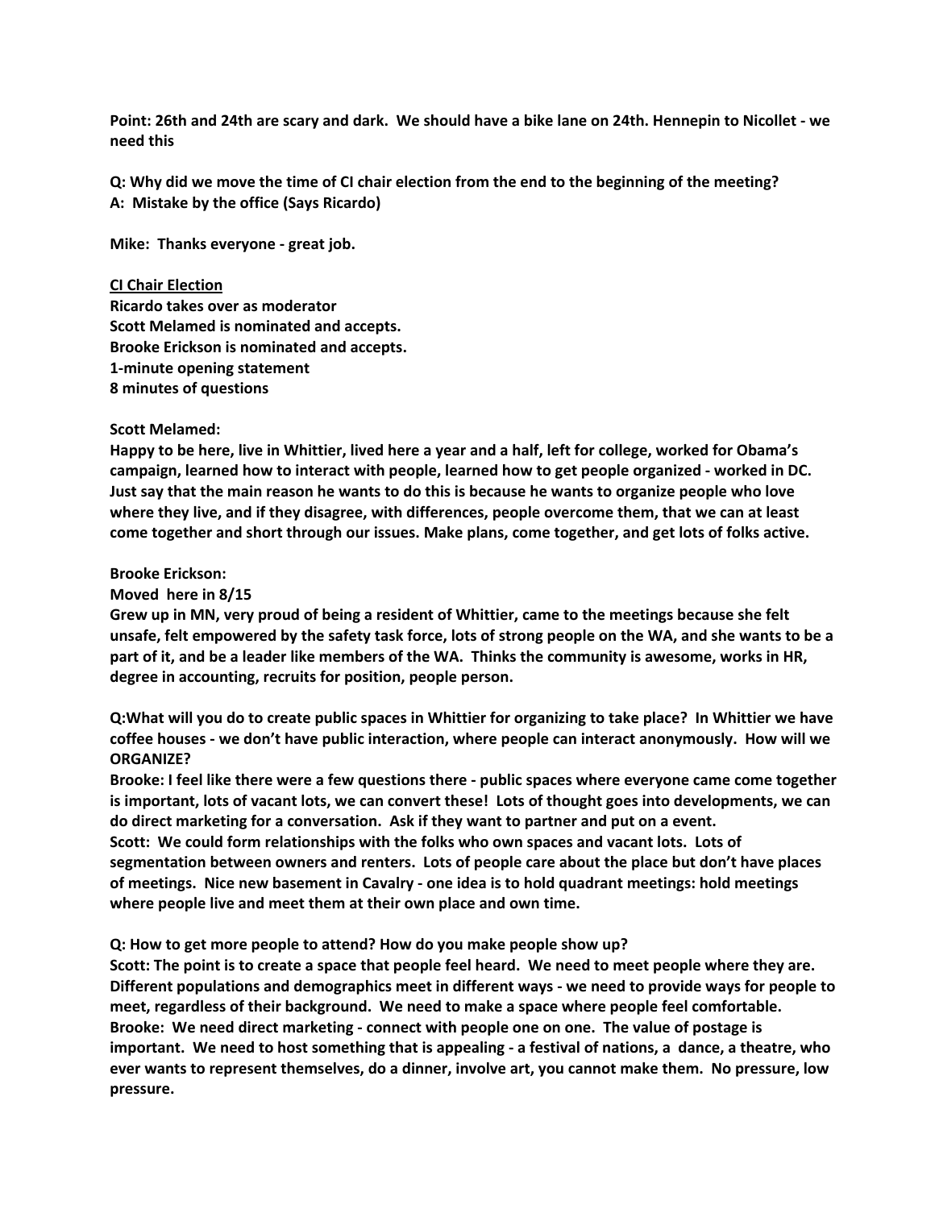**Point: 26th and 24th are scary and dark. We should have a bike lane on 24th. Hennepin to Nicollet - we need this**

**Q: Why did we move the time of CI chair election from the end to the beginning of the meeting?**
**A: Mistake by the office (Says Ricardo)**

**Mike: Thanks everyone - great job.**

**<u>CI Chair Election</u>**
**Ricardo takes over as moderator**
**Scott Melamed is nominated and accepts.**
**Brooke Erickson is nominated and accepts.**
**1-minute opening statement**
**8 minutes of questions**

**Scott Melamed:**
**Happy to be here, live in Whittier, lived here a year and a half, left for college, worked for Obama's campaign, learned how to interact with people, learned how to get people organized - worked in DC. Just say that the main reason he wants to do this is because he wants to organize people who love where they live, and if they disagree, with differences, people overcome them, that we can at least come together and short through our issues. Make plans, come together, and get lots of folks active.**

**Brooke Erickson:**
**Moved here in 8/15**
**Grew up in MN, very proud of being a resident of Whittier, came to the meetings because she felt unsafe, felt empowered by the safety task force, lots of strong people on the WA, and she wants to be a part of it, and be a leader like members of the WA. Thinks the community is awesome, works in HR, degree in accounting, recruits for position, people person.**

**Q:What will you do to create public spaces in Whittier for organizing to take place? In Whittier we have coffee houses - we don't have public interaction, where people can interact anonymously. How will we ORGANIZE?**
**Brooke: I feel like there were a few questions there - public spaces where everyone came come together is important, lots of vacant lots, we can convert these! Lots of thought goes into developments, we can do direct marketing for a conversation. Ask if they want to partner and put on a event.**
**Scott: We could form relationships with the folks who own spaces and vacant lots. Lots of segmentation between owners and renters. Lots of people care about the place but don't have places of meetings. Nice new basement in Cavalry - one idea is to hold quadrant meetings: hold meetings where people live and meet them at their own place and own time.**

**Q: How to get more people to attend? How do you make people show up?**
**Scott: The point is to create a space that people feel heard. We need to meet people where they are. Different populations and demographics meet in different ways - we need to provide ways for people to meet, regardless of their background. We need to make a space where people feel comfortable.**
**Brooke: We need direct marketing - connect with people one on one. The value of postage is important. We need to host something that is appealing - a festival of nations, a dance, a theatre, who ever wants to represent themselves, do a dinner, involve art, you cannot make them. No pressure, low pressure.**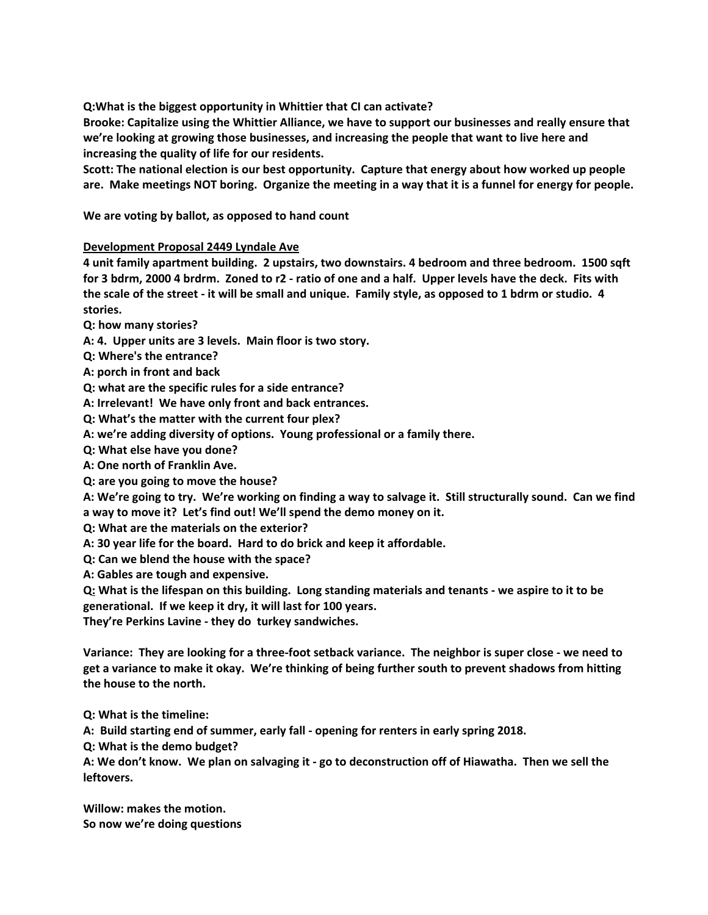**Q:What is the biggest opportunity in Whittier that CI can activate?**
**Brooke: Capitalize using the Whittier Alliance, we have to support our businesses and really ensure that we're looking at growing those businesses, and increasing the people that want to live here and increasing the quality of life for our residents.**
**Scott: The national election is our best opportunity. Capture that energy about how worked up people are. Make meetings NOT boring. Organize the meeting in a way that it is a funnel for energy for people.**

**We are voting by ballot, as opposed to hand count**

**<u>Development Proposal 2449 Lyndale Ave</u>**
**4 unit family apartment building. 2 upstairs, two downstairs. 4 bedroom and three bedroom. 1500 sqft for 3 bdrm, 2000 4 brdrm. Zoned to r2 - ratio of one and a half. Upper levels have the deck. Fits with the scale of the street - it will be small and unique. Family style, as opposed to 1 bdrm or studio. 4 stories.**
**Q: how many stories?**
**A: 4. Upper units are 3 levels. Main floor is two story.**
**Q: Where's the entrance?**
**A: porch in front and back**
**Q: what are the specific rules for a side entrance?**
**A: Irrelevant! We have only front and back entrances.**
**Q: What's the matter with the current four plex?**
**A: we're adding diversity of options. Young professional or a family there.**
**Q: What else have you done?**
**A: One north of Franklin Ave.**
**Q: are you going to move the house?**
**A: We're going to try. We're working on finding a way to salvage it. Still structurally sound. Can we find a way to move it? Let's find out! We'll spend the demo money on it.**
**Q: What are the materials on the exterior?**
**A: 30 year life for the board. Hard to do brick and keep it affordable.**
**Q: Can we blend the house with the space?**
**A: Gables are tough and expensive.**
**Q: What is the lifespan on this building. Long standing materials and tenants - we aspire to it to be generational. If we keep it dry, it will last for 100 years.**
**They're Perkins Lavine - they do turkey sandwiches.**

**Variance: They are looking for a three-foot setback variance. The neighbor is super close - we need to get a variance to make it okay. We're thinking of being further south to prevent shadows from hitting the house to the north.**

**Q: What is the timeline:**
**A: Build starting end of summer, early fall - opening for renters in early spring 2018.**
**Q: What is the demo budget?**
**A: We don't know. We plan on salvaging it - go to deconstruction off of Hiawatha. Then we sell the leftovers.**

**Willow: makes the motion.**
**So now we're doing questions**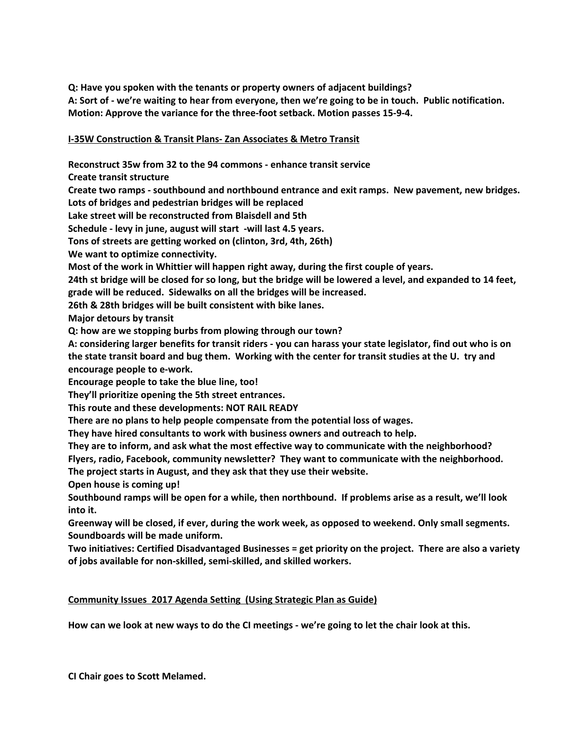**Q: Have you spoken with the tenants or property owners of adjacent buildings?**
**A: Sort of - we're waiting to hear from everyone, then we're going to be in touch. Public notification.**
**Motion: Approve the variance for the three-foot setback. Motion passes 15-9-4.**

**<u>I-35W Construction & Transit Plans- Zan Associates & Metro Transit</u>**

**Reconstruct 35w from 32 to the 94 commons - enhance transit service**
**Create transit structure**
**Create two ramps - southbound and northbound entrance and exit ramps. New pavement, new bridges.**
**Lots of bridges and pedestrian bridges will be replaced**
**Lake street will be reconstructed from Blaisdell and 5th**
**Schedule - levy in june, august will start -will last 4.5 years.**
**Tons of streets are getting worked on (clinton, 3rd, 4th, 26th)**
**We want to optimize connectivity.**
**Most of the work in Whittier will happen right away, during the first couple of years.**
**24th st bridge will be closed for so long, but the bridge will be lowered a level, and expanded to 14 feet, grade will be reduced. Sidewalks on all the bridges will be increased.**
**26th & 28th bridges will be built consistent with bike lanes.**
**Major detours by transit**
**Q: how are we stopping burbs from plowing through our town?**
**A: considering larger benefits for transit riders - you can harass your state legislator, find out who is on the state transit board and bug them. Working with the center for transit studies at the U. try and encourage people to e-work.**
**Encourage people to take the blue line, too!**
**They'll prioritize opening the 5th street entrances.**
**This route and these developments: NOT RAIL READY**
**There are no plans to help people compensate from the potential loss of wages.**
**They have hired consultants to work with business owners and outreach to help.**
**They are to inform, and ask what the most effective way to communicate with the neighborhood? Flyers, radio, Facebook, community newsletter? They want to communicate with the neighborhood.**
**The project starts in August, and they ask that they use their website.**
**Open house is coming up!**
**Southbound ramps will be open for a while, then northbound. If problems arise as a result, we'll look into it.**
**Greenway will be closed, if ever, during the work week, as opposed to weekend. Only small segments.**
**Soundboards will be made uniform.**
**Two initiatives: Certified Disadvantaged Businesses = get priority on the project. There are also a variety of jobs available for non-skilled, semi-skilled, and skilled workers.**

**<u>Community Issues 2017 Agenda Setting (Using Strategic Plan as Guide)</u>**

**How can we look at new ways to do the CI meetings - we're going to let the chair look at this.**

**CI Chair goes to Scott Melamed.**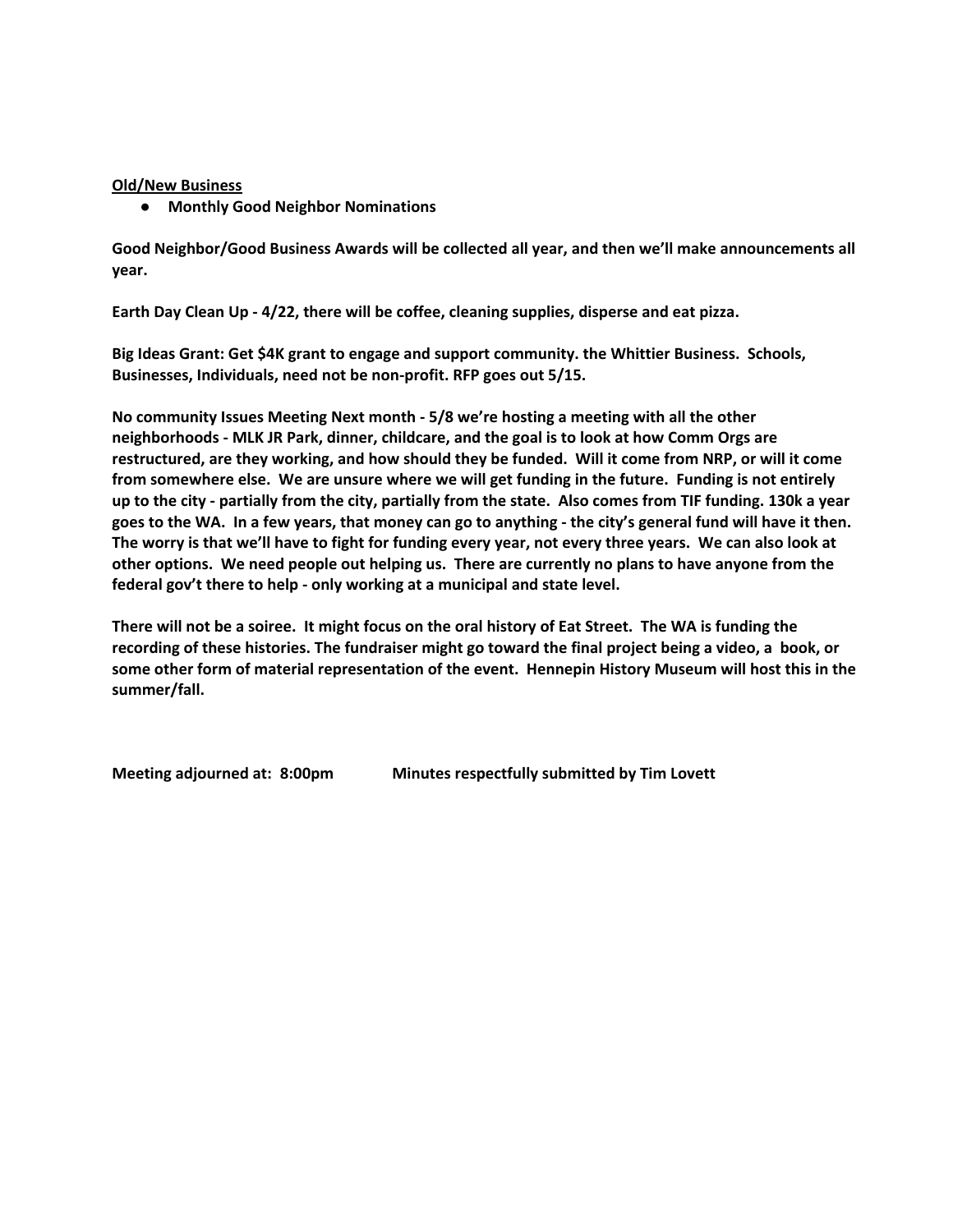<u>**Old/New Business**</u>

- **Monthly Good Neighbor Nominations**

**Good Neighbor/Good Business Awards will be collected all year, and then we'll make announcements all year.**

**Earth Day Clean Up - 4/22, there will be coffee, cleaning supplies, disperse and eat pizza.**

**Big Ideas Grant: Get $4K grant to engage and support community. the Whittier Business. Schools, Businesses, Individuals, need not be non-profit. RFP goes out 5/15.**

**No community Issues Meeting Next month - 5/8 we're hosting a meeting with all the other neighborhoods - MLK JR Park, dinner, childcare, and the goal is to look at how Comm Orgs are restructured, are they working, and how should they be funded. Will it come from NRP, or will it come from somewhere else. We are unsure where we will get funding in the future. Funding is not entirely up to the city - partially from the city, partially from the state. Also comes from TIF funding. 130k a year goes to the WA. In a few years, that money can go to anything - the city's general fund will have it then. The worry is that we'll have to fight for funding every year, not every three years. We can also look at other options. We need people out helping us. There are currently no plans to have anyone from the federal gov't there to help - only working at a municipal and state level.**

**There will not be a soiree. It might focus on the oral history of Eat Street. The WA is funding the recording of these histories. The fundraiser might go toward the final project being a video, a book, or some other form of material representation of the event. Hennepin History Museum will host this in the summer/fall.**

**Meeting adjourned at: 8:00pm Minutes respectfully submitted by Tim Lovett**